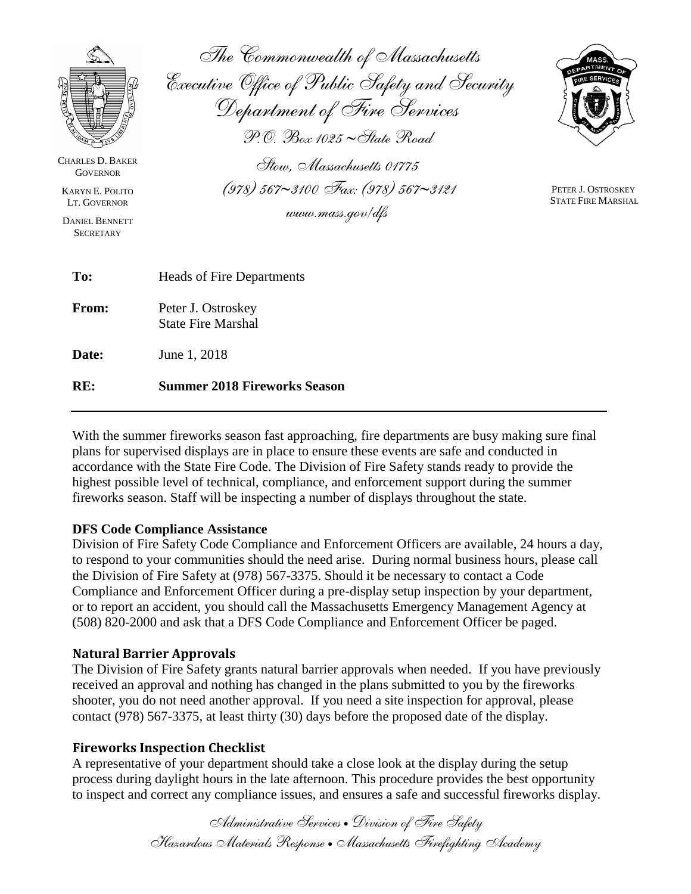The Commonwealth of Massachusetts
Executive Office of Public Safety and Security
Department of Fire Services
P.O. Box 1025 ~ State Road
Stow, Massachusetts 01775
(978) 567~3100 Fax: (978) 567~3121
www.mass.gov/dfs

CHARLES D. BAKER
GOVERNOR

KARYN E. POLITO
LT. GOVERNOR

DANIEL BENNETT
SECRETARY

PETER J. OSTROSKEY
STATE FIRE MARSHAL

**To:** Heads of Fire Departments

**From:** Peter J. Ostroskey
State Fire Marshal

**Date:** June 1, 2018

**RE:** **Summer 2018 Fireworks Season**

---

With the summer fireworks season fast approaching, fire departments are busy making sure final plans for supervised displays are in place to ensure these events are safe and conducted in accordance with the State Fire Code. The Division of Fire Safety stands ready to provide the highest possible level of technical, compliance, and enforcement support during the summer fireworks season. Staff will be inspecting a number of displays throughout the state.

**DFS Code Compliance Assistance**

Division of Fire Safety Code Compliance and Enforcement Officers are available, 24 hours a day, to respond to your communities should the need arise. During normal business hours, please call the Division of Fire Safety at (978) 567-3375. Should it be necessary to contact a Code Compliance and Enforcement Officer during a pre-display setup inspection by your department, or to report an accident, you should call the Massachusetts Emergency Management Agency at (508) 820-2000 and ask that a DFS Code Compliance and Enforcement Officer be paged.

**Natural Barrier Approvals**

The Division of Fire Safety grants natural barrier approvals when needed. If you have previously received an approval and nothing has changed in the plans submitted to you by the fireworks shooter, you do not need another approval. If you need a site inspection for approval, please contact (978) 567-3375, at least thirty (30) days before the proposed date of the display.

**Fireworks Inspection Checklist**

A representative of your department should take a close look at the display during the setup process during daylight hours in the late afternoon. This procedure provides the best opportunity to inspect and correct any compliance issues, and ensures a safe and successful fireworks display.

Administrative Services • Division of Fire Safety
Hazardous Materials Response • Massachusetts Firefighting Academy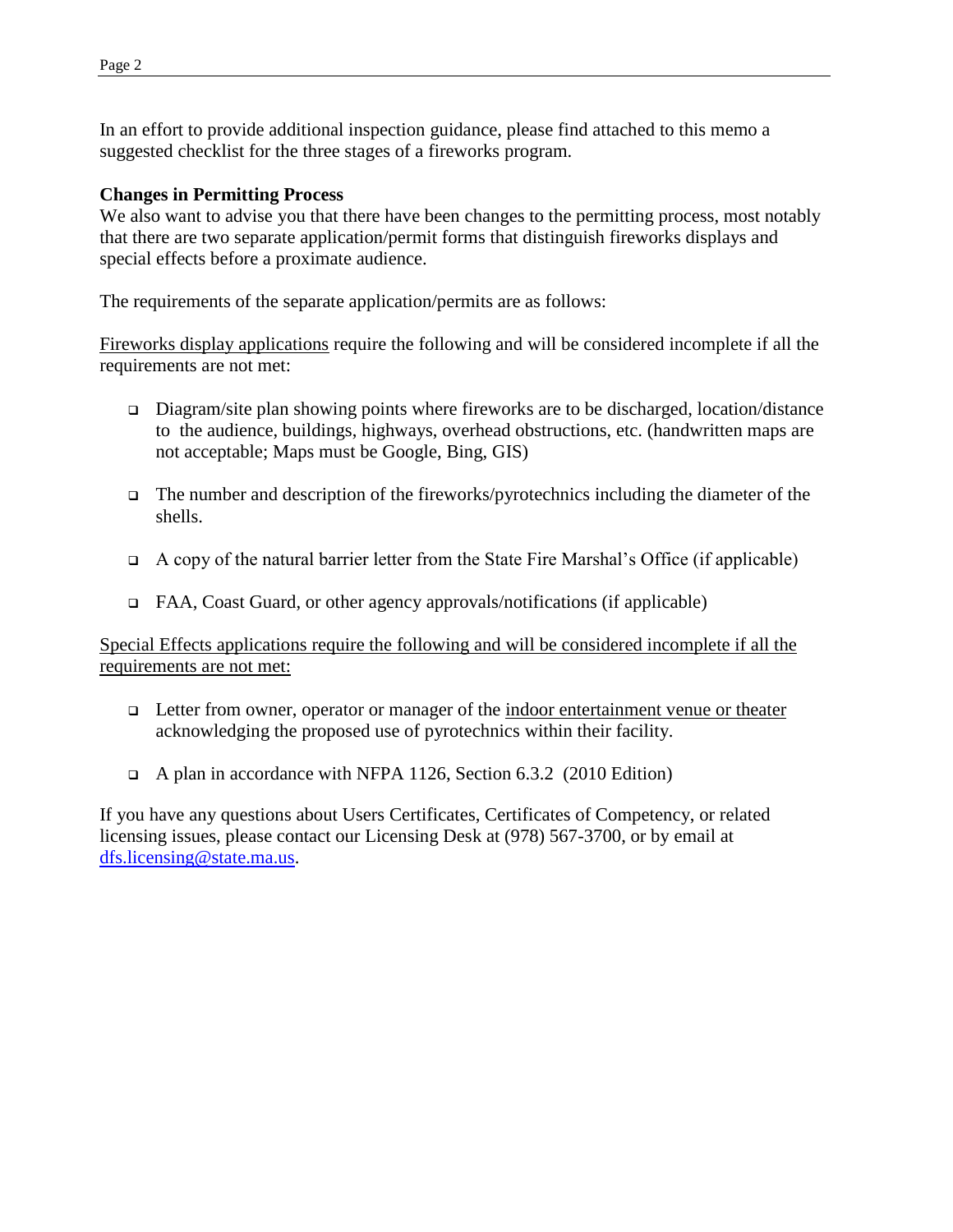In an effort to provide additional inspection guidance, please find attached to this memo a suggested checklist for the three stages of a fireworks program.

**Changes in Permitting Process**

We also want to advise you that there have been changes to the permitting process, most notably that there are two separate application/permit forms that distinguish fireworks displays and special effects before a proximate audience.

The requirements of the separate application/permits are as follows:

<u>Fireworks display applications</u> require the following and will be considered incomplete if all the requirements are not met:

- Diagram/site plan showing points where fireworks are to be discharged, location/distance to the audience, buildings, highways, overhead obstructions, etc. (handwritten maps are not acceptable; Maps must be Google, Bing, GIS)
- The number and description of the fireworks/pyrotechnics including the diameter of the shells.
- A copy of the natural barrier letter from the State Fire Marshal's Office (if applicable)
- FAA, Coast Guard, or other agency approvals/notifications (if applicable)

<u>Special Effects applications require the following and will be considered incomplete if all the requirements are not met:</u>

- Letter from owner, operator or manager of the <u>indoor entertainment venue or theater</u> acknowledging the proposed use of pyrotechnics within their facility.
- A plan in accordance with NFPA 1126, Section 6.3.2 (2010 Edition)

If you have any questions about Users Certificates, Certificates of Competency, or related licensing issues, please contact our Licensing Desk at (978) 567-3700, or by email at dfs.licensing@state.ma.us.